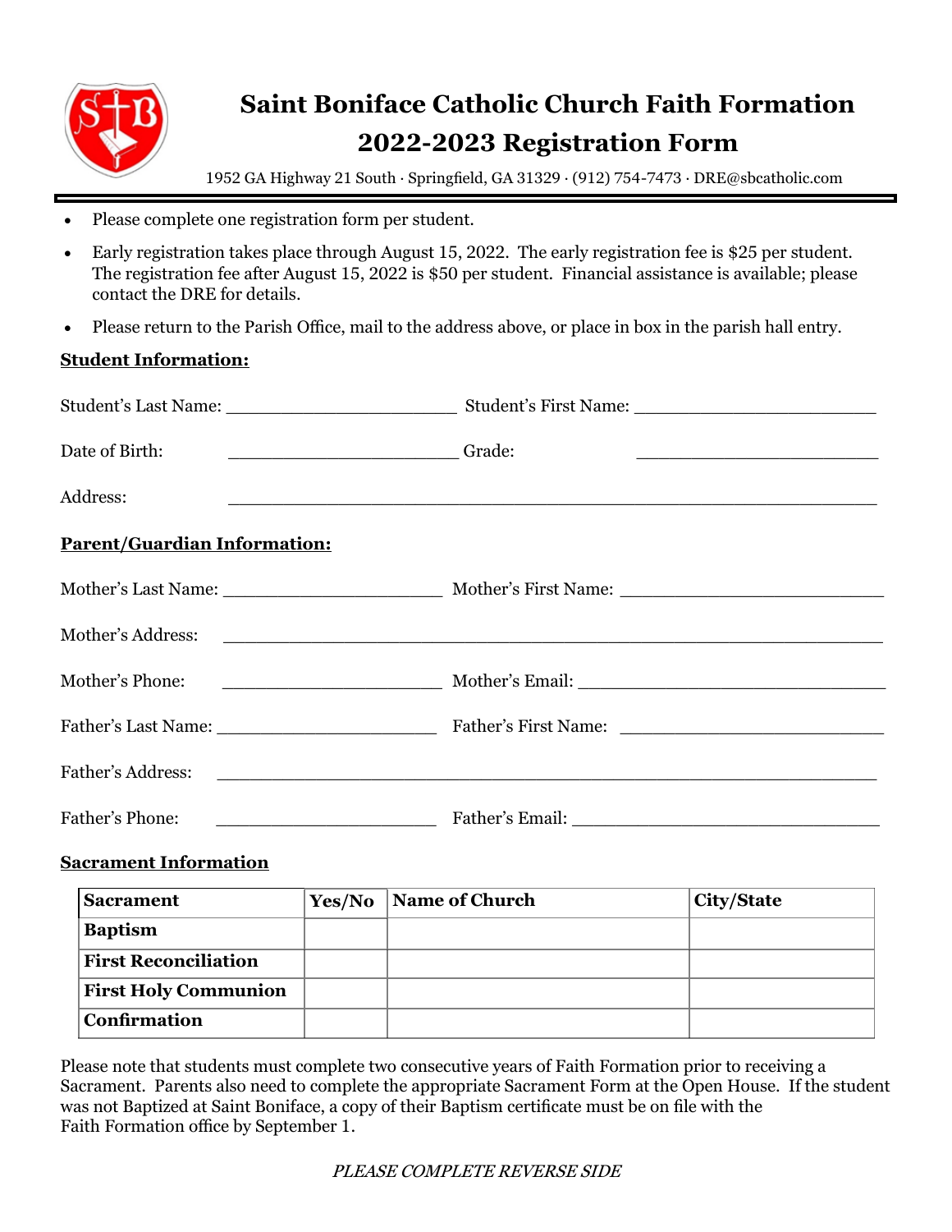# Saint Boniface Catholic Church Faith Formation
# 2022-2023 Registration Form

1952 GA Highway 21 South · Springfield, GA 31329 · (912) 754-7473 · DRE@sbcatholic.com

- Please complete one registration form per student.
- Early registration takes place through August 15, 2022. The early registration fee is $25 per student. The registration fee after August 15, 2022 is $50 per student. Financial assistance is available; please contact the DRE for details.
- Please return to the Parish Office, mail to the address above, or place in box in the parish hall entry.

**Student Information:**

Student's Last Name: ______________________ Student's First Name: ______________________

Date of Birth: ______________________ Grade: ______________________

Address: ____________________________________________________________

**Parent/Guardian Information:**

Mother's Last Name: ______________________ Mother's First Name: ______________________

Mother's Address: ____________________________________________________________

Mother's Phone: ______________________ Mother's Email: ______________________

Father's Last Name: ______________________ Father's First Name: ______________________

Father's Address: ____________________________________________________________

Father's Phone: ______________________ Father's Email: ______________________

**Sacrament Information**

| Sacrament | Yes/No | Name of Church | City/State |
|---|---|---|---|
| **Baptism** | | | |
| **First Reconciliation** | | | |
| **First Holy Communion** | | | |
| **Confirmation** | | | |

Please note that students must complete two consecutive years of Faith Formation prior to receiving a Sacrament. Parents also need to complete the appropriate Sacrament Form at the Open House. If the student was not Baptized at Saint Boniface, a copy of their Baptism certificate must be on file with the Faith Formation office by September 1.

*PLEASE COMPLETE REVERSE SIDE*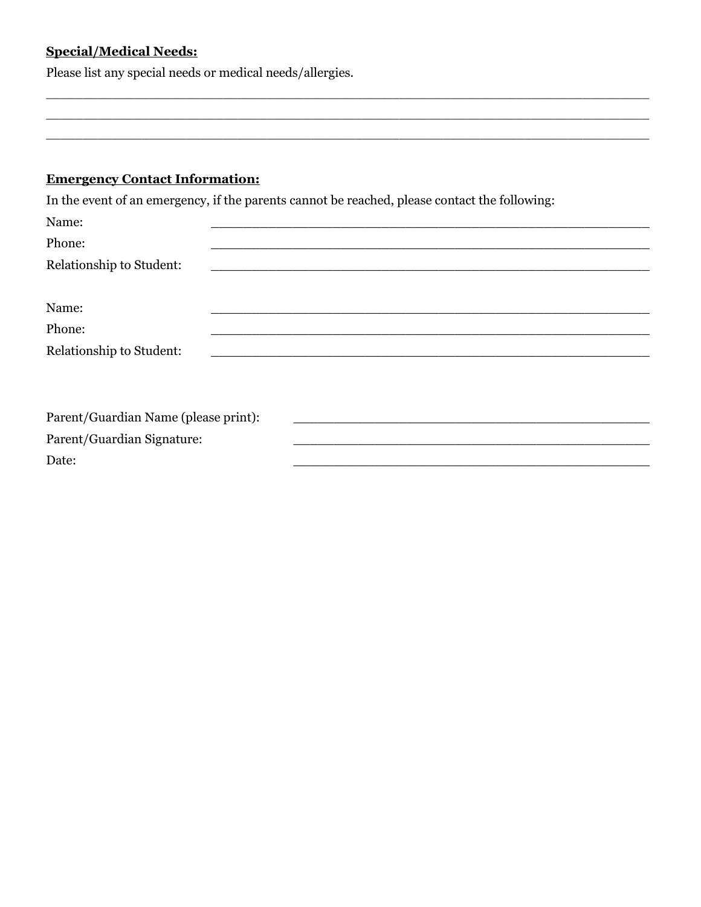**<u>Special/Medical Needs:</u>**

Please list any special needs or medical needs/allergies.

________________________________________________________________________________
________________________________________________________________________________
________________________________________________________________________________

**<u>Emergency Contact Information:</u>**

In the event of an emergency, if the parents cannot be reached, please contact the following:

Name: ____________________________________________________________

Phone: ____________________________________________________________

Relationship to Student: ____________________________________________________________

Name: ____________________________________________________________

Phone: ____________________________________________________________

Relationship to Student: ____________________________________________________________

Parent/Guardian Name (please print): ______________________________________________

Parent/Guardian Signature: ______________________________________________

Date: ______________________________________________